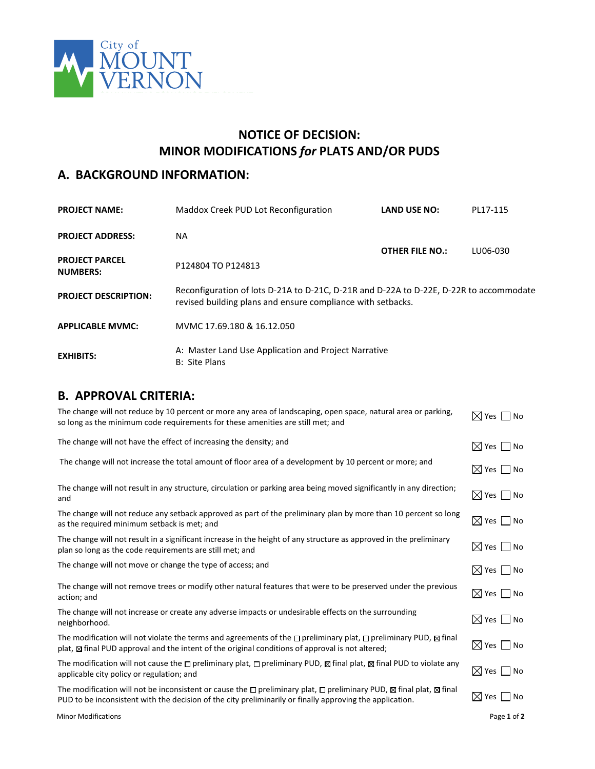City of MOUNT VERNON

# NOTICE OF DECISION: MINOR MODIFICATIONS *for* PLATS AND/OR PUDS

## A. BACKGROUND INFORMATION:

| | | | |
|---|---|---|---|
| **PROJECT NAME:** | Maddox Creek PUD Lot Reconfiguration | **LAND USE NO:** | PL17-115 |
| **PROJECT ADDRESS:** | NA | **OTHER FILE NO.:** | LU06-030 |
| **PROJECT PARCEL NUMBERS:** | P124804 TO P124813 | | |
| **PROJECT DESCRIPTION:** | Reconfiguration of lots D-21A to D-21C, D-21R and D-22A to D-22E, D-22R to accommodate revised building plans and ensure compliance with setbacks. | | |
| **APPLICABLE MVMC:** | MVMC 17.69.180 & 16.12.050 | | |
| **EXHIBITS:** | A: Master Land Use Application and Project Narrative<br>B: Site Plans | | |

## B. APPROVAL CRITERIA:

| Criteria | Yes | No |
|---|---|---|
| The change will not reduce by 10 percent or more any area of landscaping, open space, natural area or parking, so long as the minimum code requirements for these amenities are still met; and | ☒ | ☐ |
| The change will not have the effect of increasing the density; and | ☒ | ☐ |
| The change will not increase the total amount of floor area of a development by 10 percent or more; and | ☒ | ☐ |
| The change will not result in any structure, circulation or parking area being moved significantly in any direction; and | ☒ | ☐ |
| The change will not reduce any setback approved as part of the preliminary plan by more than 10 percent so long as the required minimum setback is met; and | ☒ | ☐ |
| The change will not result in a significant increase in the height of any structure as approved in the preliminary plan so long as the code requirements are still met; and | ☒ | ☐ |
| The change will not move or change the type of access; and | ☒ | ☐ |
| The change will not remove trees or modify other natural features that were to be preserved under the previous action; and | ☒ | ☐ |
| The change will not increase or create any adverse impacts or undesirable effects on the surrounding neighborhood. | ☒ | ☐ |
| The modification will not violate the terms and agreements of the ☐ preliminary plat, ☐ preliminary PUD, ☒ final plat, ☒ final PUD approval and the intent of the original conditions of approval is not altered; | ☒ | ☐ |
| The modification will not cause the ☐ preliminary plat, ☐ preliminary PUD, ☒ final plat, ☒ final PUD to violate any applicable city policy or regulation; and | ☒ | ☐ |
| The modification will not be inconsistent or cause the ☐ preliminary plat, ☐ preliminary PUD, ☒ final plat, ☒ final PUD to be inconsistent with the decision of the city preliminarily or finally approving the application. | ☒ | ☐ |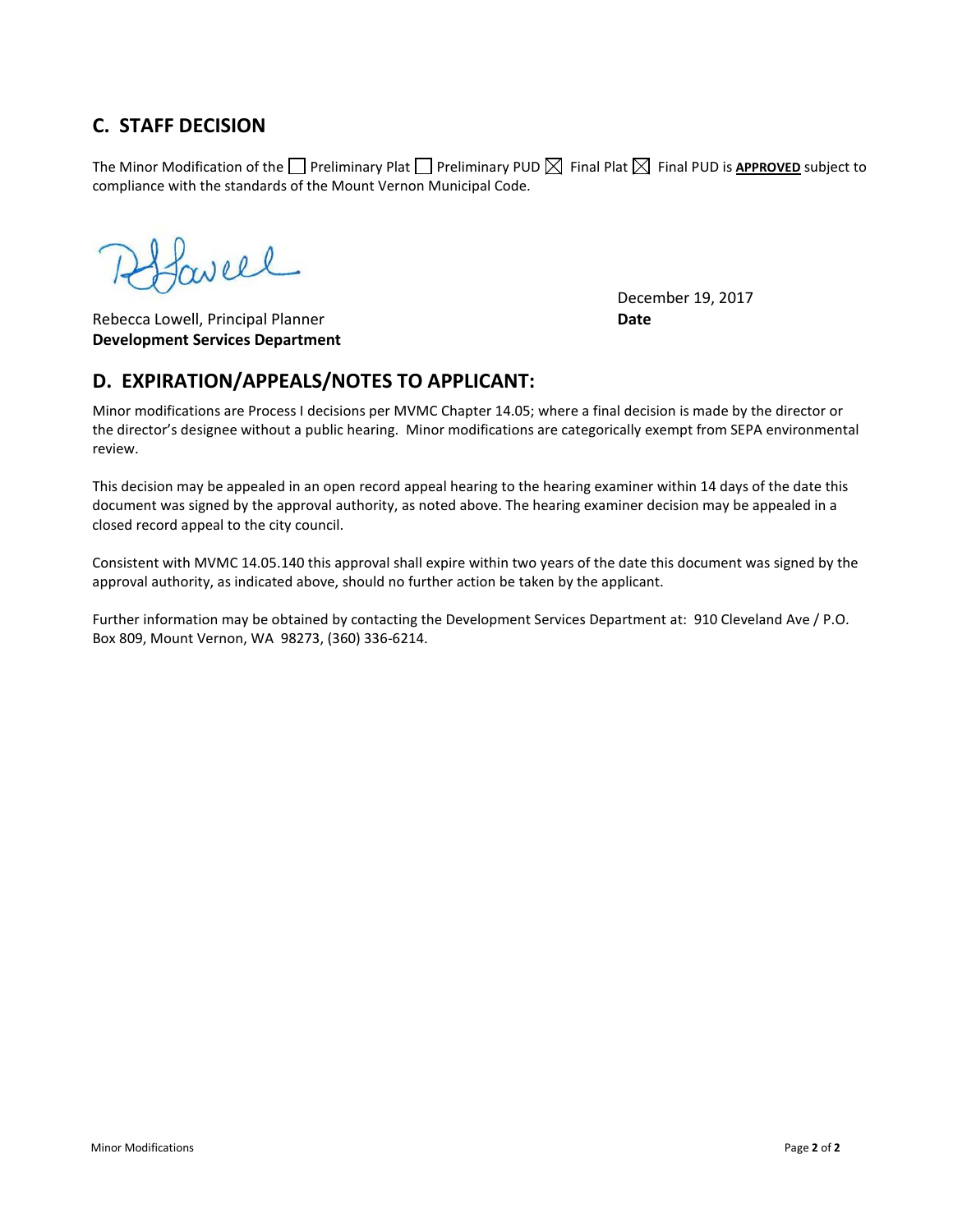## C. STAFF DECISION

The Minor Modification of the ☐ Preliminary Plat ☐ Preliminary PUD ☒ Final Plat ☒ Final PUD is **APPROVED** subject to compliance with the standards of the Mount Vernon Municipal Code.

Rebecca Lowell, Principal Planner
**Development Services Department**

December 19, 2017
**Date**

## D. EXPIRATION/APPEALS/NOTES TO APPLICANT:

Minor modifications are Process I decisions per MVMC Chapter 14.05; where a final decision is made by the director or the director's designee without a public hearing. Minor modifications are categorically exempt from SEPA environmental review.

This decision may be appealed in an open record appeal hearing to the hearing examiner within 14 days of the date this document was signed by the approval authority, as noted above. The hearing examiner decision may be appealed in a closed record appeal to the city council.

Consistent with MVMC 14.05.140 this approval shall expire within two years of the date this document was signed by the approval authority, as indicated above, should no further action be taken by the applicant.

Further information may be obtained by contacting the Development Services Department at: 910 Cleveland Ave / P.O. Box 809, Mount Vernon, WA 98273, (360) 336-6214.